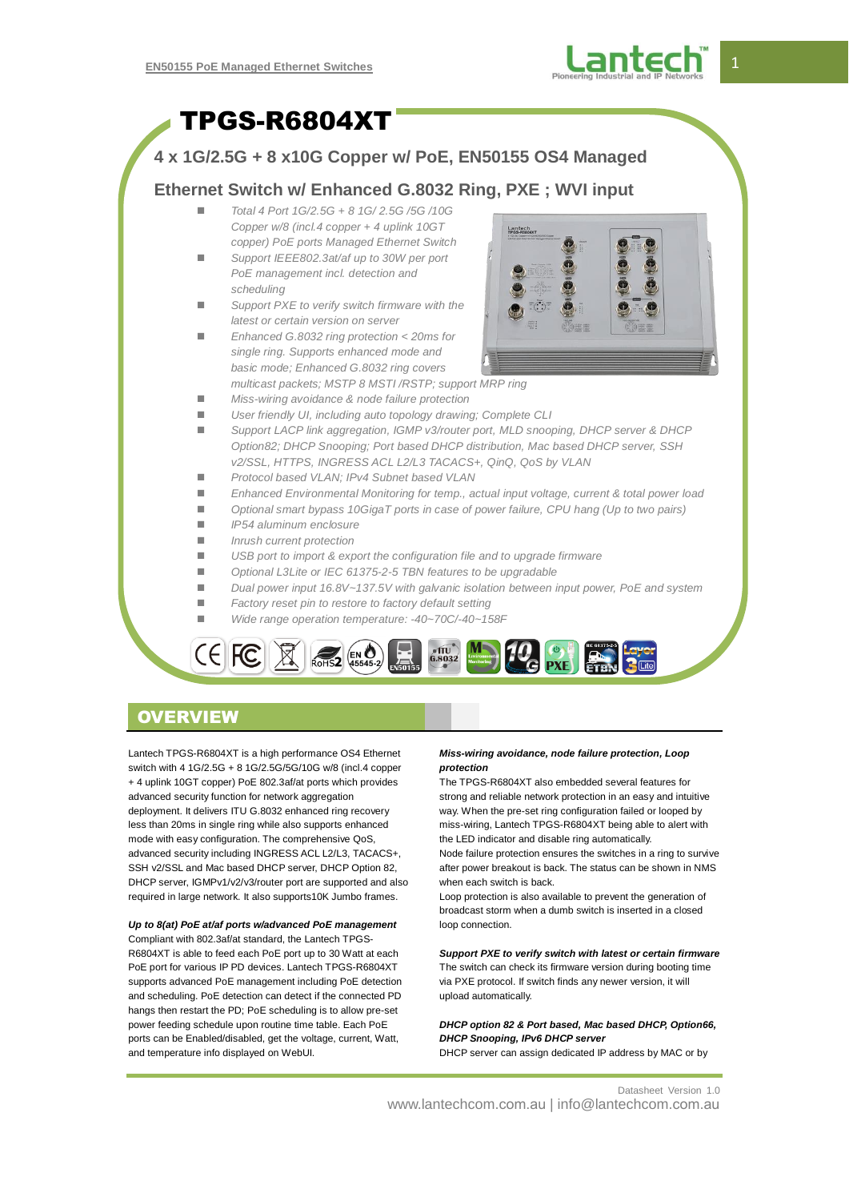# TPGS-R6804XT

## 4 x 1G/2.5G + 8 x10G Copper w/ PoE, EN50155 OS4 Managed Ethernet Switch w/ Enhanced G.8032 Ring, PXE ; WVI input

- *Total 4 Port 1G/2.5G + 8 1G/ 2.5G /5G /10G Copper w/8 (incl.4 copper + 4 uplink 10GT copper) PoE ports Managed Ethernet Switch*
- *Support IEEE802.3at/af up to 30W per port PoE management incl. detection and scheduling*
- *Support PXE to verify switch firmware with the latest or certain version on server*
- *Enhanced G.8032 ring protection < 20ms for single ring. Supports enhanced mode and basic mode; Enhanced G.8032 ring covers multicast packets; MSTP 8 MSTI /RSTP; support MRP ring*
- *Miss-wiring avoidance & node failure protection*
- *User friendly UI, including auto topology drawing; Complete CLI*
- *Support LACP link aggregation, IGMP v3/router port, MLD snooping, DHCP server & DHCP Option82; DHCP Snooping; Port based DHCP distribution, Mac based DHCP server, SSH v2/SSL, HTTPS, INGRESS ACL L2/L3 TACACS+, QinQ, QoS by VLAN*
- *Protocol based VLAN; IPv4 Subnet based VLAN*
- *Enhanced Environmental Monitoring for temp., actual input voltage, current & total power load*
- *Optional smart bypass 10GigaT ports in case of power failure, CPU hang (Up to two pairs)*
- *IP54 aluminum enclosure*
- *Inrush current protection*
- *USB port to import & export the configuration file and to upgrade firmware*
- *Optional L3Lite or IEC 61375-2-5 TBN features to be upgradable*
- *Dual power input 16.8V~137.5V with galvanic isolation between input power, PoE and system*
- *Factory reset pin to restore to factory default setting*
- *Wide range operation temperature: -40~70C/-40~158F*

## OVERVIEW

Lantech TPGS-R6804XT is a high performance OS4 Ethernet switch with 4 1G/2.5G + 8 1G/2.5G/5G/10G w/8 (incl.4 copper + 4 uplink 10GT copper) PoE 802.3af/at ports which provides advanced security function for network aggregation deployment. It delivers ITU G.8032 enhanced ring recovery less than 20ms in single ring while also supports enhanced mode with easy configuration. The comprehensive QoS, advanced security including INGRESS ACL L2/L3, TACACS+, SSH v2/SSL and Mac based DHCP server, DHCP Option 82, DHCP server, IGMPv1/v2/v3/router port are supported and also required in large network. It also supports10K Jumbo frames.

***Up to 8(at) PoE at/af ports w/advanced PoE management***

Compliant with 802.3af/at standard, the Lantech TPGS-R6804XT is able to feed each PoE port up to 30 Watt at each PoE port for various IP PD devices. Lantech TPGS-R6804XT supports advanced PoE management including PoE detection and scheduling. PoE detection can detect if the connected PD hangs then restart the PD; PoE scheduling is to allow pre-set power feeding schedule upon routine time table. Each PoE ports can be Enabled/disabled, get the voltage, current, Watt, and temperature info displayed on WebUI.

***Miss-wiring avoidance, node failure protection, Loop protection***

The TPGS-R6804XT also embedded several features for strong and reliable network protection in an easy and intuitive way. When the pre-set ring configuration failed or looped by miss-wiring, Lantech TPGS-R6804XT being able to alert with the LED indicator and disable ring automatically.

Node failure protection ensures the switches in a ring to survive after power breakout is back. The status can be shown in NMS when each switch is back.

Loop protection is also available to prevent the generation of broadcast storm when a dumb switch is inserted in a closed loop connection.

***Support PXE to verify switch with latest or certain firmware***

The switch can check its firmware version during booting time via PXE protocol. If switch finds any newer version, it will upload automatically.

***DHCP option 82 & Port based, Mac based DHCP, Option66, DHCP Snooping, IPv6 DHCP server***

DHCP server can assign dedicated IP address by MAC or by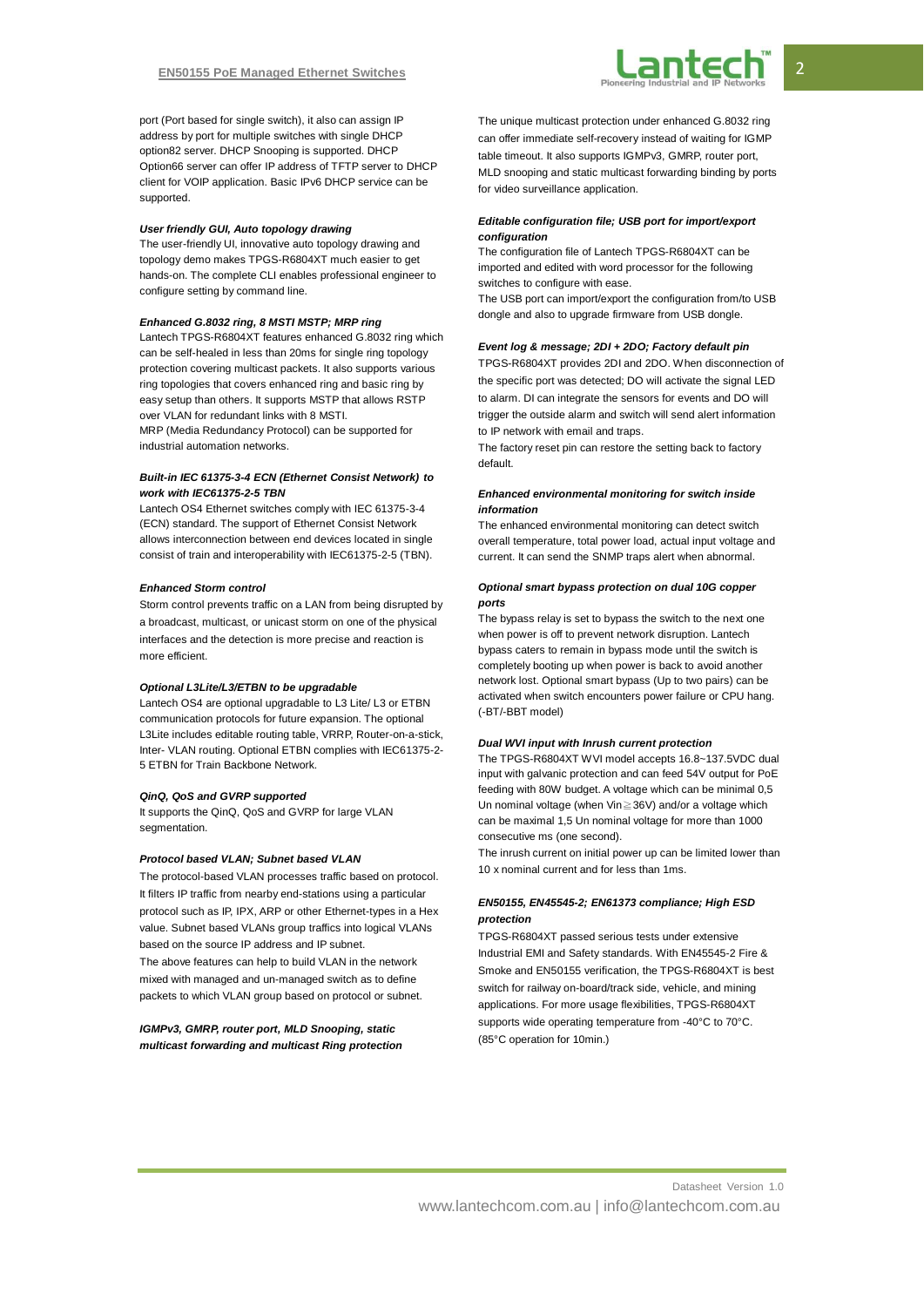port (Port based for single switch), it also can assign IP address by port for multiple switches with single DHCP option82 server. DHCP Snooping is supported. DHCP Option66 server can offer IP address of TFTP server to DHCP client for VOIP application. Basic IPv6 DHCP service can be supported.

***User friendly GUI, Auto topology drawing***

The user-friendly UI, innovative auto topology drawing and topology demo makes TPGS-R6804XT much easier to get hands-on. The complete CLI enables professional engineer to configure setting by command line.

***Enhanced G.8032 ring, 8 MSTI MSTP; MRP ring***

Lantech TPGS-R6804XT features enhanced G.8032 ring which can be self-healed in less than 20ms for single ring topology protection covering multicast packets. It also supports various ring topologies that covers enhanced ring and basic ring by easy setup than others. It supports MSTP that allows RSTP over VLAN for redundant links with 8 MSTI.

MRP (Media Redundancy Protocol) can be supported for industrial automation networks.

***Built-in IEC 61375-3-4 ECN (Ethernet Consist Network) to work with IEC61375-2-5 TBN***

Lantech OS4 Ethernet switches comply with IEC 61375-3-4 (ECN) standard. The support of Ethernet Consist Network allows interconnection between end devices located in single consist of train and interoperability with IEC61375-2-5 (TBN).

***Enhanced Storm control***

Storm control prevents traffic on a LAN from being disrupted by a broadcast, multicast, or unicast storm on one of the physical interfaces and the detection is more precise and reaction is more efficient.

***Optional L3Lite/L3/ETBN to be upgradable***

Lantech OS4 are optional upgradable to L3 Lite/ L3 or ETBN communication protocols for future expansion. The optional L3Lite includes editable routing table, VRRP, Router-on-a-stick, Inter- VLAN routing. Optional ETBN complies with IEC61375-2-5 ETBN for Train Backbone Network.

***QinQ, QoS and GVRP supported***

It supports the QinQ, QoS and GVRP for large VLAN segmentation.

***Protocol based VLAN; Subnet based VLAN***

The protocol-based VLAN processes traffic based on protocol. It filters IP traffic from nearby end-stations using a particular protocol such as IP, IPX, ARP or other Ethernet-types in a Hex value. Subnet based VLANs group traffics into logical VLANs based on the source IP address and IP subnet.

The above features can help to build VLAN in the network mixed with managed and un-managed switch as to define packets to which VLAN group based on protocol or subnet.

***IGMPv3, GMRP, router port, MLD Snooping, static multicast forwarding and multicast Ring protection***

The unique multicast protection under enhanced G.8032 ring can offer immediate self-recovery instead of waiting for IGMP table timeout. It also supports IGMPv3, GMRP, router port, MLD snooping and static multicast forwarding binding by ports for video surveillance application.

***Editable configuration file; USB port for import/export configuration***

The configuration file of Lantech TPGS-R6804XT can be imported and edited with word processor for the following switches to configure with ease.

The USB port can import/export the configuration from/to USB dongle and also to upgrade firmware from USB dongle.

***Event log & message; 2DI + 2DO; Factory default pin***

TPGS-R6804XT provides 2DI and 2DO. When disconnection of the specific port was detected; DO will activate the signal LED to alarm. DI can integrate the sensors for events and DO will trigger the outside alarm and switch will send alert information to IP network with email and traps.

The factory reset pin can restore the setting back to factory default.

***Enhanced environmental monitoring for switch inside information***

The enhanced environmental monitoring can detect switch overall temperature, total power load, actual input voltage and current. It can send the SNMP traps alert when abnormal.

***Optional smart bypass protection on dual 10G copper ports***

The bypass relay is set to bypass the switch to the next one when power is off to prevent network disruption. Lantech bypass caters to remain in bypass mode until the switch is completely booting up when power is back to avoid another network lost. Optional smart bypass (Up to two pairs) can be activated when switch encounters power failure or CPU hang. (-BT/-BBT model)

***Dual WVI input with Inrush current protection***

The TPGS-R6804XT WVI model accepts 16.8~137.5VDC dual input with galvanic protection and can feed 54V output for PoE feeding with 80W budget. A voltage which can be minimal 0,5 Un nominal voltage (when Vin≧36V) and/or a voltage which can be maximal 1,5 Un nominal voltage for more than 1000 consecutive ms (one second).

The inrush current on initial power up can be limited lower than 10 x nominal current and for less than 1ms.

***EN50155, EN45545-2; EN61373 compliance; High ESD protection***

TPGS-R6804XT passed serious tests under extensive Industrial EMI and Safety standards. With EN45545-2 Fire & Smoke and EN50155 verification, the TPGS-R6804XT is best switch for railway on-board/track side, vehicle, and mining applications. For more usage flexibilities, TPGS-R6804XT supports wide operating temperature from -40°C to 70°C. (85°C operation for 10min.)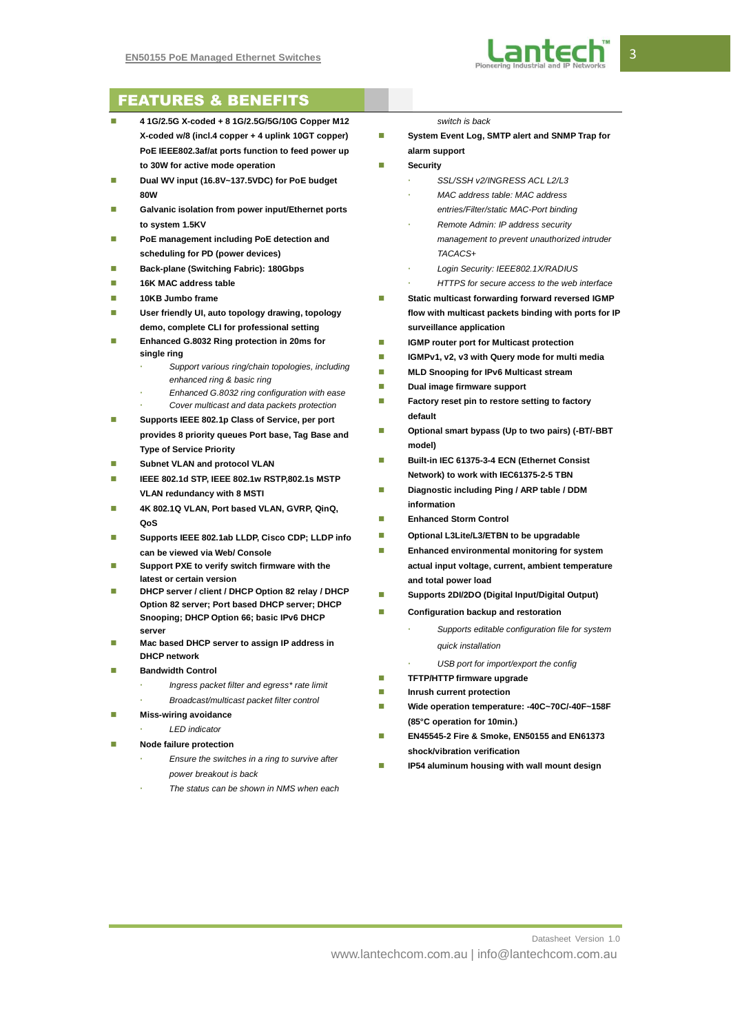## FEATURES & BENEFITS

- **4 1G/2.5G X-coded + 8 1G/2.5G/5G/10G Copper M12 X-coded w/8 (incl.4 copper + 4 uplink 10GT copper) PoE IEEE802.3af/at ports function to feed power up to 30W for active mode operation**
- **Dual WV input (16.8V~137.5VDC) for PoE budget 80W**
- **Galvanic isolation from power input/Ethernet ports to system 1.5KV**
- **PoE management including PoE detection and scheduling for PD (power devices)**
- **Back-plane (Switching Fabric): 180Gbps**
- **16K MAC address table**
- **10KB Jumbo frame**
- **User friendly UI, auto topology drawing, topology demo, complete CLI for professional setting**
- **Enhanced G.8032 Ring protection in 20ms for single ring**
  - *Support various ring/chain topologies, including enhanced ring & basic ring*
  - *Enhanced G.8032 ring configuration with ease*
  - *Cover multicast and data packets protection*
- **Supports IEEE 802.1p Class of Service, per port provides 8 priority queues Port base, Tag Base and Type of Service Priority**
- **Subnet VLAN and protocol VLAN**
- **IEEE 802.1d STP, IEEE 802.1w RSTP,802.1s MSTP VLAN redundancy with 8 MSTI**
- **4K 802.1Q VLAN, Port based VLAN, GVRP, QinQ, QoS**
- **Supports IEEE 802.1ab LLDP, Cisco CDP; LLDP info can be viewed via Web/ Console**
- **Support PXE to verify switch firmware with the latest or certain version**
- **DHCP server / client / DHCP Option 82 relay / DHCP Option 82 server; Port based DHCP server; DHCP Snooping; DHCP Option 66; basic IPv6 DHCP server**
- **Mac based DHCP server to assign IP address in DHCP network**
- **Bandwidth Control**
  - *Ingress packet filter and egress* rate limit*
  - *Broadcast/multicast packet filter control*
- **Miss-wiring avoidance**
  - *LED indicator*
- **Node failure protection**
  - *Ensure the switches in a ring to survive after power breakout is back*
  - *The status can be shown in NMS when each switch is back*
- **System Event Log, SMTP alert and SNMP Trap for alarm support**
- **Security**
  - *SSL/SSH v2/INGRESS ACL L2/L3*
  - *MAC address table: MAC address entries/Filter/static MAC-Port binding*
  - *Remote Admin: IP address security management to prevent unauthorized intruder TACACS+*
  - *Login Security: IEEE802.1X/RADIUS*
  - *HTTPS for secure access to the web interface*
- **Static multicast forwarding forward reversed IGMP flow with multicast packets binding with ports for IP surveillance application**
- **IGMP router port for Multicast protection**
- **IGMPv1, v2, v3 with Query mode for multi media**
- **MLD Snooping for IPv6 Multicast stream**
- **Dual image firmware support**
- **Factory reset pin to restore setting to factory default**
- **Optional smart bypass (Up to two pairs) (-BT/-BBT model)**
- **Built-in IEC 61375-3-4 ECN (Ethernet Consist Network) to work with IEC61375-2-5 TBN**
- **Diagnostic including Ping / ARP table / DDM information**
- **Enhanced Storm Control**
- **Optional L3Lite/L3/ETBN to be upgradable**
- **Enhanced environmental monitoring for system actual input voltage, current, ambient temperature and total power load**
- **Supports 2DI/2DO (Digital Input/Digital Output)**
- **Configuration backup and restoration**
  - *Supports editable configuration file for system quick installation*
  - *USB port for import/export the config*
- **TFTP/HTTP firmware upgrade**
- **Inrush current protection**
- **Wide operation temperature: -40C~70C/-40F~158F (85°C operation for 10min.)**
- **EN45545-2 Fire & Smoke, EN50155 and EN61373 shock/vibration verification**
- **IP54 aluminum housing with wall mount design**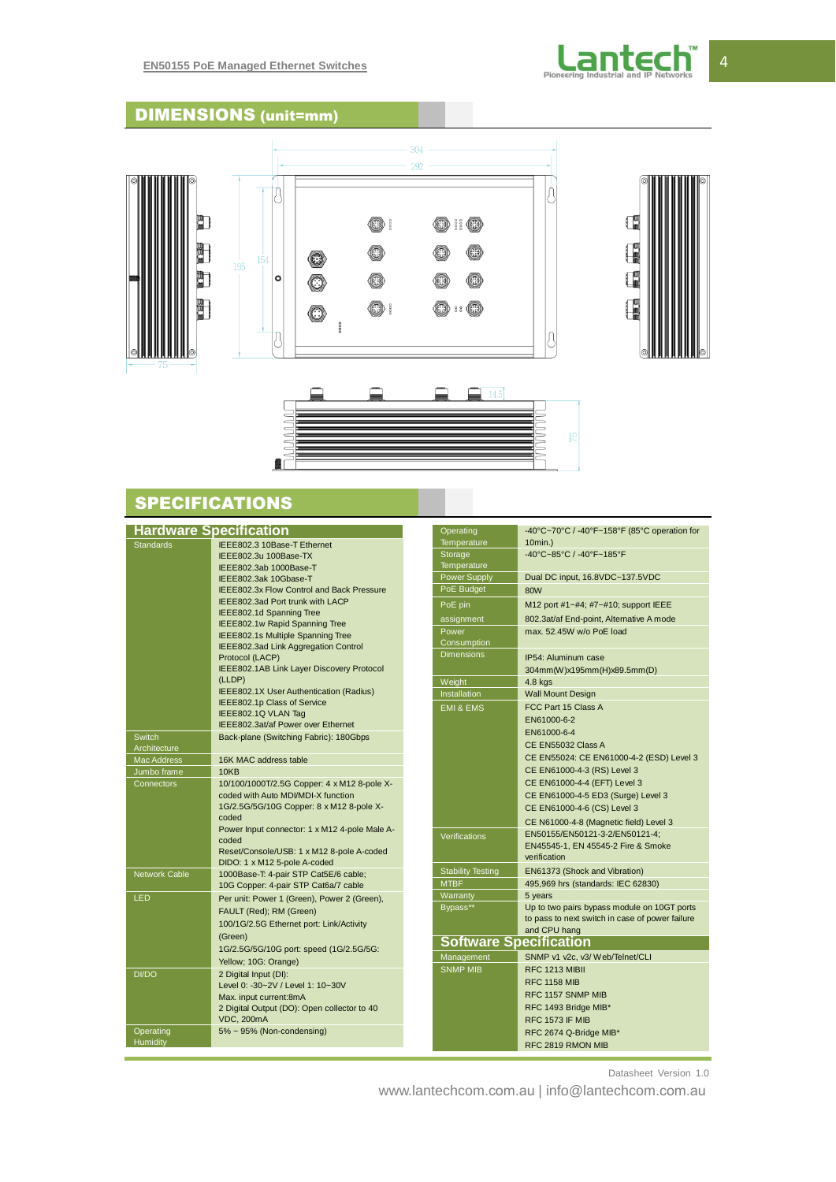## DIMENSIONS (unit=mm)

## SPECIFICATIONS

### Hardware Specification

| | |
|---|---|
| Standards | IEEE802.3 10Base-T Ethernet<br>IEEE802.3u 100Base-TX<br>IEEE802.3ab 1000Base-T<br>IEEE802.3ak 10Gbase-T<br>IEEE802.3x Flow Control and Back Pressure<br>IEEE802.3ad Port trunk with LACP<br>IEEE802.1d Spanning Tree<br>IEEE802.1w Rapid Spanning Tree<br>IEEE802.1s Multiple Spanning Tree<br>IEEE802.3ad Link Aggregation Control Protocol (LACP)<br>IEEE802.1AB Link Layer Discovery Protocol (LLDP)<br>IEEE802.1X User Authentication (Radius)<br>IEEE802.1p Class of Service<br>IEEE802.1Q VLAN Tag<br>IEEE802.3at/af Power over Ethernet |
| Switch Architecture | Back-plane (Switching Fabric): 180Gbps |
| Mac Address | 16K MAC address table |
| Jumbo frame | 10KB |
| Connectors | 10/100/1000T/2.5G Copper: 4 x M12 8-pole X-coded with Auto MDI/MDI-X function<br>1G/2.5G/5G/10G Copper: 8 x M12 8-pole X-coded<br>Power Input connector: 1 x M12 4-pole Male A-coded<br>Reset/Console/USB: 1 x M12 8-pole A-coded<br>DIDO: 1 x M12 5-pole A-coded |
| Network Cable | 1000Base-T: 4-pair STP Cat5E/6 cable;<br>10G Copper: 4-pair STP Cat6a/7 cable |
| LED | Per unit: Power 1 (Green), Power 2 (Green), FAULT (Red); RM (Green)<br>100/1G/2.5G Ethernet port: Link/Activity (Green)<br>1G/2.5G/5G/10G port: speed (1G/2.5G/5G: Yellow; 10G: Orange) |
| DI/DO | 2 Digital Input (DI):<br>Level 0: -30~2V / Level 1: 10~30V<br>Max. input current:8mA<br>2 Digital Output (DO): Open collector to 40 VDC, 200mA |
| Operating Humidity | 5% ~ 95% (Non-condensing) |
| Operating Temperature | -40°C~70°C / -40°F~158°F (85°C operation for 10min.) |
| Storage Temperature | -40°C~85°C / -40°F~185°F |
| Power Supply | Dual DC input, 16.8VDC~137.5VDC |
| PoE Budget | 80W |
| PoE pin assignment | M12 port #1~#4; #7~#10; support IEEE 802.3at/af End-point, Alternative A mode |
| Power Consumption | max. 52.45W w/o PoE load |
| Dimensions | IP54: Aluminum case<br>304mm(W)x195mm(H)x89.5mm(D) |
| Weight | 4.8 kgs |
| Installation | Wall Mount Design |
| EMI & EMS | FCC Part 15 Class A<br>EN61000-6-2<br>EN61000-6-4<br>CE EN55032 Class A<br>CE EN55024: CE EN61000-4-2 (ESD) Level 3<br>CE EN61000-4-3 (RS) Level 3<br>CE EN61000-4-4 (EFT) Level 3<br>CE EN61000-4-5 ED3 (Surge) Level 3<br>CE EN61000-4-6 (CS) Level 3<br>CE N61000-4-8 (Magnetic field) Level 3 |
| Verifications | EN50155/EN50121-3-2/EN50121-4;<br>EN45545-1, EN 45545-2 Fire & Smoke verification |
| Stability Testing | EN61373 (Shock and Vibration) |
| MTBF | 495,969 hrs (standards: IEC 62830) |
| Warranty | 5 years |
| Bypass** | Up to two pairs bypass module on 10GT ports to pass to next switch in case of power failure and CPU hang |

### Software Specification

| | |
|---|---|
| Management | SNMP v1 v2c, v3/ Web/Telnet/CLI |
| SNMP MIB | RFC 1213 MIBII<br>RFC 1158 MIB<br>RFC 1157 SNMP MIB<br>RFC 1493 Bridge MIB*<br>RFC 1573 IF MIB<br>RFC 2674 Q-Bridge MIB*<br>RFC 2819 RMON MIB |

Datasheet Version 1.0

www.lantechcom.com.au | info@lantechcom.com.au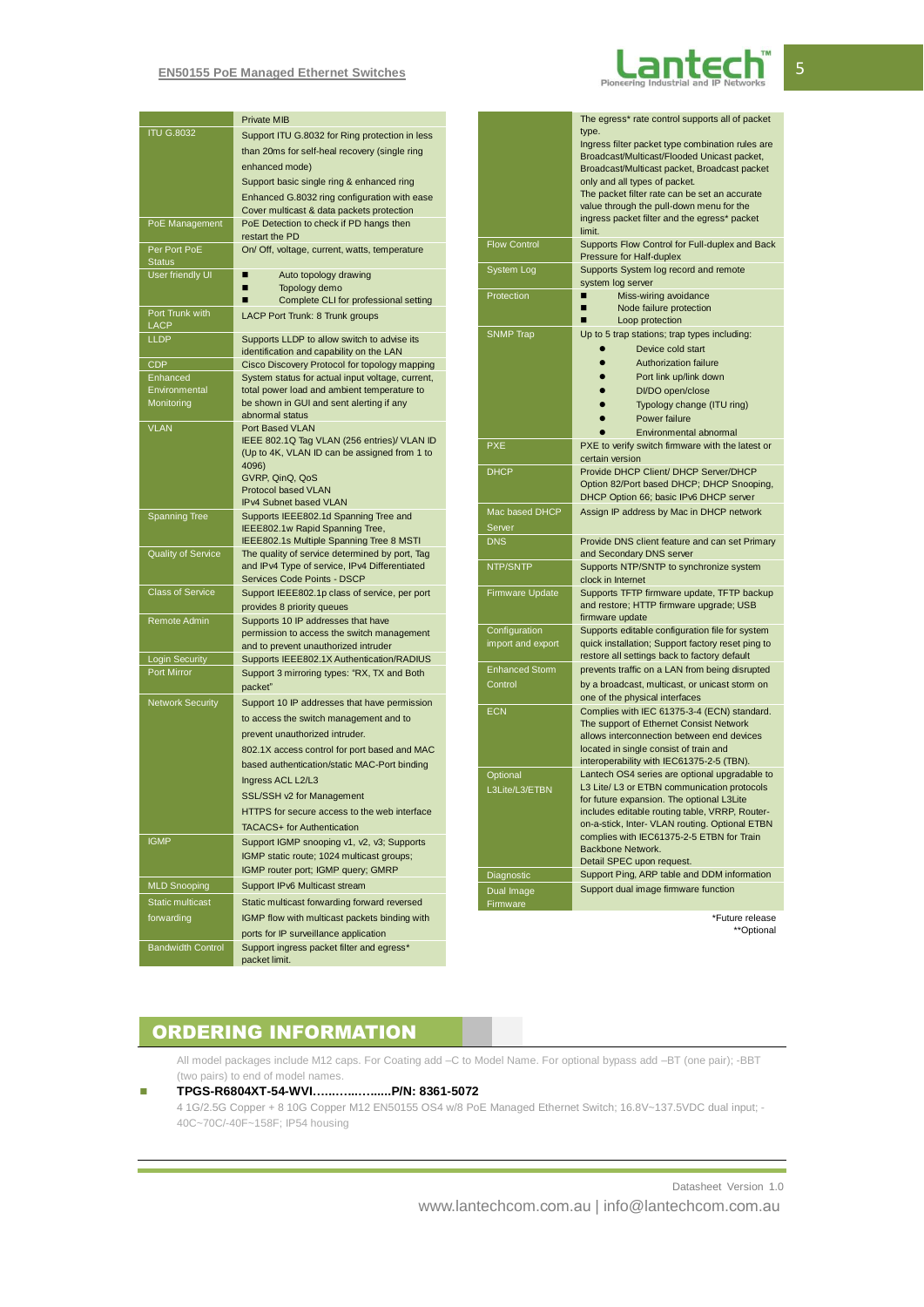| | |
|---|---|
| | Private MIB |
| ITU G.8032 | Support ITU G.8032 for Ring protection in less than 20ms for self-heal recovery (single ring enhanced mode)<br>Support basic single ring & enhanced ring<br>Enhanced G.8032 ring configuration with ease<br>Cover multicast & data packets protection |
| PoE Management | PoE Detection to check if PD hangs then restart the PD |
| Per Port PoE Status | On/ Off, voltage, current, watts, temperature |
| User friendly UI | ■ Auto topology drawing<br>■ Topology demo<br>■ Complete CLI for professional setting |
| Port Trunk with LACP | LACP Port Trunk: 8 Trunk groups |
| LLDP | Supports LLDP to allow switch to advise its identification and capability on the LAN |
| CDP | Cisco Discovery Protocol for topology mapping |
| Enhanced Environmental Monitoring | System status for actual input voltage, current, total power load and ambient temperature to be shown in GUI and sent alerting if any abnormal status |
| VLAN | Port Based VLAN<br>IEEE 802.1Q Tag VLAN (256 entries)/ VLAN ID (Up to 4K, VLAN ID can be assigned from 1 to 4096)<br>GVRP, QinQ, QoS<br>Protocol based VLAN<br>IPv4 Subnet based VLAN |
| Spanning Tree | Supports IEEE802.1d Spanning Tree and IEEE802.1w Rapid Spanning Tree, IEEE802.1s Multiple Spanning Tree 8 MSTI |
| Quality of Service | The quality of service determined by port, Tag and IPv4 Type of service, IPv4 Differentiated Services Code Points - DSCP |
| Class of Service | Support IEEE802.1p class of service, per port provides 8 priority queues |
| Remote Admin | Supports 10 IP addresses that have permission to access the switch management and to prevent unauthorized intruder |
| Login Security | Supports IEEE802.1X Authentication/RADIUS |
| Port Mirror | Support 3 mirroring types: "RX, TX and Both packet" |
| Network Security | Support 10 IP addresses that have permission to access the switch management and to prevent unauthorized intruder.<br>802.1X access control for port based and MAC based authentication/static MAC-Port binding<br>Ingress ACL L2/L3<br>SSL/SSH v2 for Management<br>HTTPS for secure access to the web interface<br>TACACS+ for Authentication |
| IGMP | Support IGMP snooping v1, v2, v3; Supports IGMP static route; 1024 multicast groups; IGMP router port; IGMP query; GMRP |
| MLD Snooping | Support IPv6 Multicast stream |
| Static multicast forwarding | Static multicast forwarding forward reversed IGMP flow with multicast packets binding with ports for IP surveillance application |
| Bandwidth Control | Support ingress packet filter and egress* packet limit.<br>The egress* rate control supports all of packet type.<br>Ingress filter packet type combination rules are Broadcast/Multicast/Flooded Unicast packet, Broadcast/Multicast packet, Broadcast packet only and all types of packet.<br>The packet filter rate can be set an accurate value through the pull-down menu for the ingress packet filter and the egress* packet limit. |
| Flow Control | Supports Flow Control for Full-duplex and Back Pressure for Half-duplex |
| System Log | Supports System log record and remote system log server |
| Protection | ■ Miss-wiring avoidance<br>■ Node failure protection<br>■ Loop protection |
| SNMP Trap | Up to 5 trap stations; trap types including:<br>● Device cold start<br>● Authorization failure<br>● Port link up/link down<br>● DI/DO open/close<br>● Typology change (ITU ring)<br>● Power failure<br>● Environmental abnormal |
| PXE | PXE to verify switch firmware with the latest or certain version |
| DHCP | Provide DHCP Client/ DHCP Server/DHCP Option 82/Port based DHCP; DHCP Snooping, DHCP Option 66; basic IPv6 DHCP server |
| Mac based DHCP Server | Assign IP address by Mac in DHCP network |
| DNS | Provide DNS client feature and can set Primary and Secondary DNS server |
| NTP/SNTP | Supports NTP/SNTP to synchronize system clock in Internet |
| Firmware Update | Supports TFTP firmware update, TFTP backup and restore; HTTP firmware upgrade; USB firmware update |
| Configuration import and export | Supports editable configuration file for system quick installation; Support factory reset ping to restore all settings back to factory default |
| Enhanced Storm Control | prevents traffic on a LAN from being disrupted by a broadcast, multicast, or unicast storm on one of the physical interfaces |
| ECN | Complies with IEC 61375-3-4 (ECN) standard. The support of Ethernet Consist Network allows interconnection between end devices located in single consist of train and interoperability with IEC61375-2-5 (TBN). |
| Optional L3Lite/L3/ETBN | Lantech OS4 series are optional upgradable to L3 Lite/ L3 or ETBN communication protocols for future expansion. The optional L3Lite includes editable routing table, VRRP, Router-on-a-stick, Inter- VLAN routing. Optional ETBN complies with IEC61375-2-5 ETBN for Train Backbone Network.<br>Detail SPEC upon request. |
| Diagnostic | Support Ping, ARP table and DDM information |
| Dual Image Firmware | Support dual image firmware function |

*Future release
**Optional

## ORDERING INFORMATION

All model packages include M12 caps. For Coating add –C to Model Name. For optional bypass add –BT (one pair); -BBT (two pairs) to end of model names.

- **TPGS-R6804XT-54-WVI…..…...….....P/N: 8361-5072**
  4 1G/2.5G Copper + 8 10G Copper M12 EN50155 OS4 w/8 PoE Managed Ethernet Switch; 16.8V~137.5VDC dual input; -40C~70C/-40F~158F; IP54 housing

Datasheet Version 1.0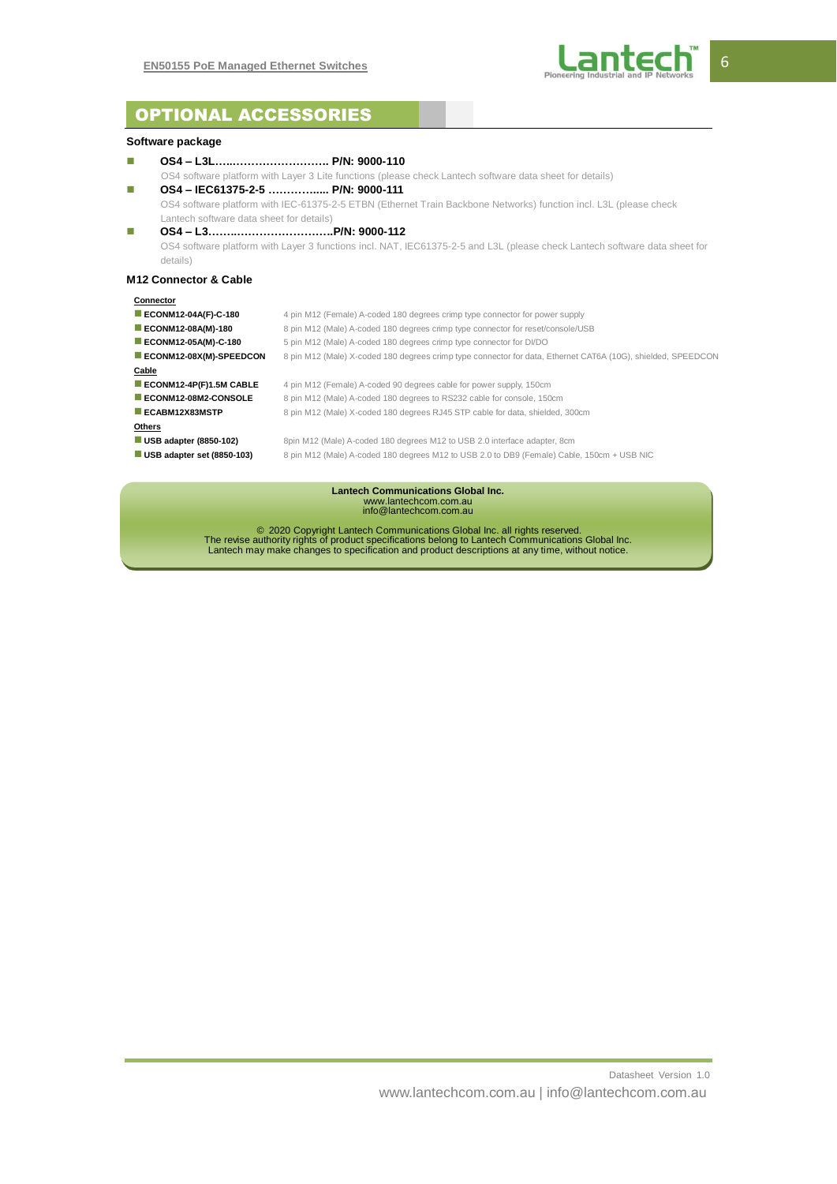## OPTIONAL ACCESSORIES

### Software package

- **OS4 – L3L……..……………………. P/N: 9000-110**
  OS4 software platform with Layer 3 Lite functions (please check Lantech software data sheet for details)
- **OS4 – IEC61375-2-5 ………..…. P/N: 9000-111**
  OS4 software platform with IEC-61375-2-5 ETBN (Ethernet Train Backbone Networks) function incl. L3L (please check Lantech software data sheet for details)
- **OS4 – L3……..…………………….P/N: 9000-112**
  OS4 software platform with Layer 3 functions incl. NAT, IEC61375-2-5 and L3L (please check Lantech software data sheet for details)

### M12 Connector & Cable

| | |
|---|---|
| **Connector** | |
| **ECONM12-04A(F)-C-180** | 4 pin M12 (Female) A-coded 180 degrees crimp type connector for power supply |
| **ECONM12-08A(M)-180** | 8 pin M12 (Male) A-coded 180 degrees crimp type connector for reset/console/USB |
| **ECONM12-05A(M)-C-180** | 5 pin M12 (Male) A-coded 180 degrees crimp type connector for DI/DO |
| **ECONM12-08X(M)-SPEEDCON** | 8 pin M12 (Male) X-coded 180 degrees crimp type connector for data, Ethernet CAT6A (10G), shielded, SPEEDCON |
| **Cable** | |
| **ECONM12-4P(F)1.5M CABLE** | 4 pin M12 (Female) A-coded 90 degrees cable for power supply, 150cm |
| **ECONM12-08M2-CONSOLE** | 8 pin M12 (Male) A-coded 180 degrees to RS232 cable for console, 150cm |
| **ECABM12X83MSTP** | 8 pin M12 (Male) X-coded 180 degrees RJ45 STP cable for data, shielded, 300cm |
| **Others** | |
| **USB adapter (8850-102)** | 8pin M12 (Male) A-coded 180 degrees M12 to USB 2.0 interface adapter, 8cm |
| **USB adapter set (8850-103)** | 8 pin M12 (Male) A-coded 180 degrees M12 to USB 2.0 to DB9 (Female) Cable, 150cm + USB NIC |

**Lantech Communications Global Inc.**
www.lantechcom.com.au
info@lantechcom.com.au

© 2020 Copyright Lantech Communications Global Inc. all rights reserved.
The revise authority rights of product specifications belong to Lantech Communications Global Inc.
Lantech may make changes to specification and product descriptions at any time, without notice.